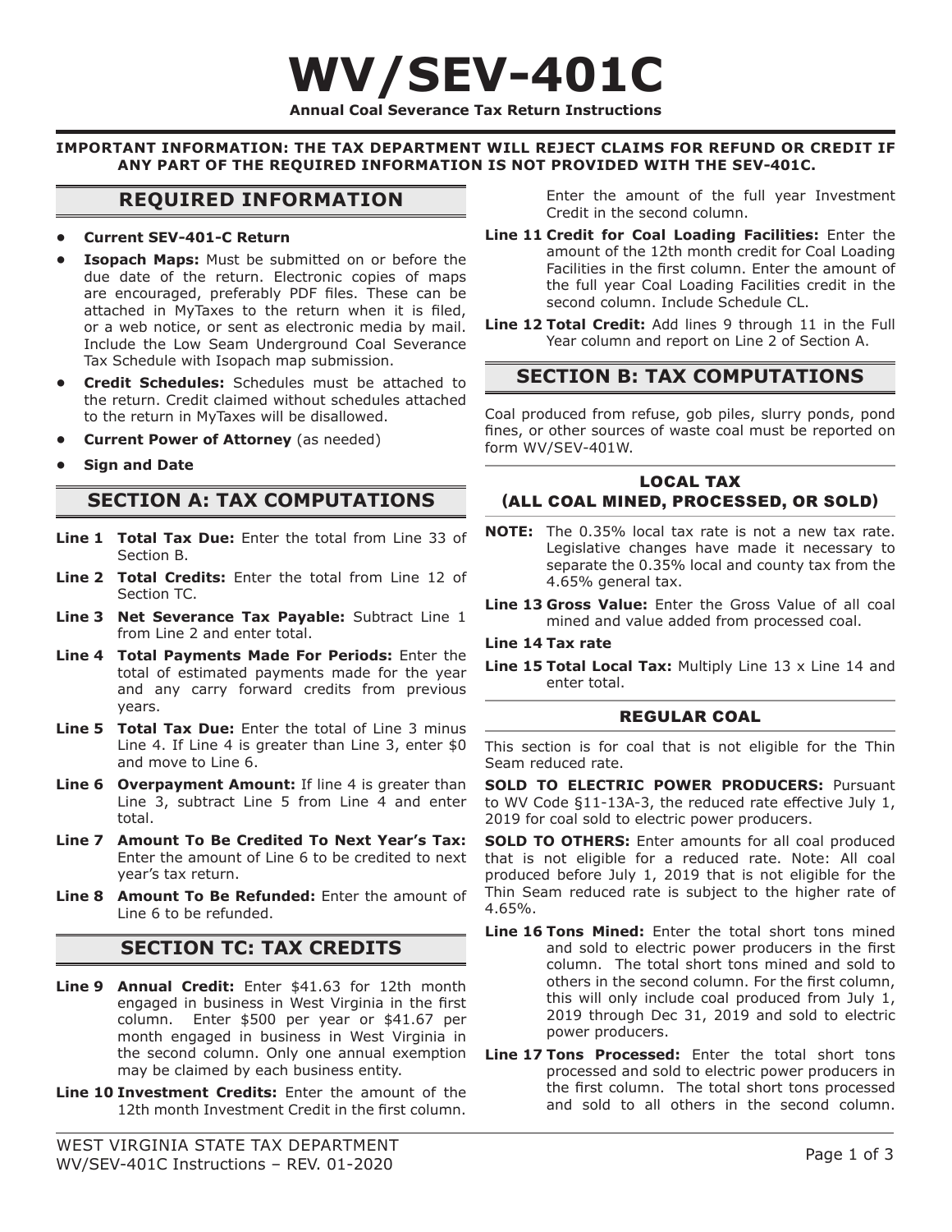# WV/SEV-401C

**Annual Coal Severance Tax Return Instructions**

**IMPORTANT INFORMATION: THE TAX DEPARTMENT WILL REJECT CLAIMS FOR REFUND OR CREDIT IF ANY PART OF THE REQUIRED INFORMATION IS NOT PROVIDED WITH THE SEV-401C.**

## REQUIRED INFORMATION

- **Current SEV-401-C Return**
- **Isopach Maps:** Must be submitted on or before the due date of the return. Electronic copies of maps are encouraged, preferably PDF files. These can be attached in MyTaxes to the return when it is filed, or a web notice, or sent as electronic media by mail. Include the Low Seam Underground Coal Severance Tax Schedule with Isopach map submission.
- **Credit Schedules:** Schedules must be attached to the return. Credit claimed without schedules attached to the return in MyTaxes will be disallowed.
- **Current Power of Attorney** (as needed)
- **Sign and Date**

## SECTION A: TAX COMPUTATIONS

**Line 1 Total Tax Due:** Enter the total from Line 33 of Section B.

**Line 2 Total Credits:** Enter the total from Line 12 of Section TC.

**Line 3 Net Severance Tax Payable:** Subtract Line 1 from Line 2 and enter total.

**Line 4 Total Payments Made For Periods:** Enter the total of estimated payments made for the year and any carry forward credits from previous years.

**Line 5 Total Tax Due:** Enter the total of Line 3 minus Line 4. If Line 4 is greater than Line 3, enter $0 and move to Line 6.

**Line 6 Overpayment Amount:** If line 4 is greater than Line 3, subtract Line 5 from Line 4 and enter total.

**Line 7 Amount To Be Credited To Next Year's Tax:** Enter the amount of Line 6 to be credited to next year's tax return.

**Line 8 Amount To Be Refunded:** Enter the amount of Line 6 to be refunded.

## SECTION TC: TAX CREDITS

**Line 9 Annual Credit:** Enter $41.63 for 12th month engaged in business in West Virginia in the first column. Enter $500 per year or $41.67 per month engaged in business in West Virginia in the second column. Only one annual exemption may be claimed by each business entity.

**Line 10 Investment Credits:** Enter the amount of the 12th month Investment Credit in the first column. Enter the amount of the full year Investment Credit in the second column.

**Line 11 Credit for Coal Loading Facilities:** Enter the amount of the 12th month credit for Coal Loading Facilities in the first column. Enter the amount of the full year Coal Loading Facilities credit in the second column. Include Schedule CL.

**Line 12 Total Credit:** Add lines 9 through 11 in the Full Year column and report on Line 2 of Section A.

## SECTION B: TAX COMPUTATIONS

Coal produced from refuse, gob piles, slurry ponds, pond fines, or other sources of waste coal must be reported on form WV/SEV-401W.

### LOCAL TAX (ALL COAL MINED, PROCESSED, OR SOLD)

**NOTE:** The 0.35% local tax rate is not a new tax rate. Legislative changes have made it necessary to separate the 0.35% local and county tax from the 4.65% general tax.

**Line 13 Gross Value:** Enter the Gross Value of all coal mined and value added from processed coal.

**Line 14 Tax rate**

**Line 15 Total Local Tax:** Multiply Line 13 x Line 14 and enter total.

### REGULAR COAL

This section is for coal that is not eligible for the Thin Seam reduced rate.

**SOLD TO ELECTRIC POWER PRODUCERS:** Pursuant to WV Code §11-13A-3, the reduced rate effective July 1, 2019 for coal sold to electric power producers.

**SOLD TO OTHERS:** Enter amounts for all coal produced that is not eligible for a reduced rate. Note: All coal produced before July 1, 2019 that is not eligible for the Thin Seam reduced rate is subject to the higher rate of 4.65%.

**Line 16 Tons Mined:** Enter the total short tons mined and sold to electric power producers in the first column. The total short tons mined and sold to others in the second column. For the first column, this will only include coal produced from July 1, 2019 through Dec 31, 2019 and sold to electric power producers.

**Line 17 Tons Processed:** Enter the total short tons processed and sold to electric power producers in the first column. The total short tons processed and sold to all others in the second column.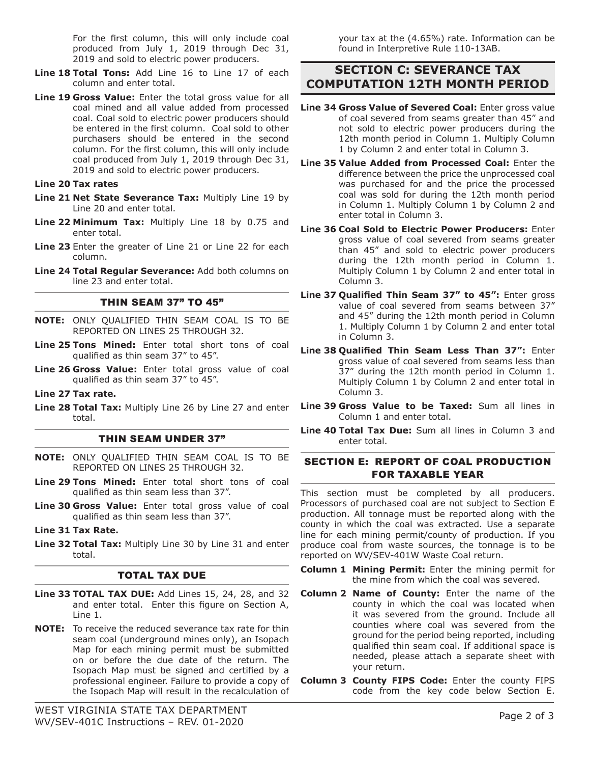For the first column, this will only include coal produced from July 1, 2019 through Dec 31, 2019 and sold to electric power producers.

**Line 18 Total Tons:** Add Line 16 to Line 17 of each column and enter total.

**Line 19 Gross Value:** Enter the total gross value for all coal mined and all value added from processed coal. Coal sold to electric power producers should be entered in the first column. Coal sold to other purchasers should be entered in the second column. For the first column, this will only include coal produced from July 1, 2019 through Dec 31, 2019 and sold to electric power producers.

**Line 20 Tax rates**

**Line 21 Net State Severance Tax:** Multiply Line 19 by Line 20 and enter total.

**Line 22 Minimum Tax:** Multiply Line 18 by 0.75 and enter total.

**Line 23** Enter the greater of Line 21 or Line 22 for each column.

**Line 24 Total Regular Severance:** Add both columns on line 23 and enter total.

### THIN SEAM 37" TO 45"

**NOTE:** ONLY QUALIFIED THIN SEAM COAL IS TO BE REPORTED ON LINES 25 THROUGH 32.

**Line 25 Tons Mined:** Enter total short tons of coal qualified as thin seam 37" to 45".

**Line 26 Gross Value:** Enter total gross value of coal qualified as thin seam 37" to 45".

**Line 27 Tax rate.**

**Line 28 Total Tax:** Multiply Line 26 by Line 27 and enter total.

### THIN SEAM UNDER 37"

**NOTE:** ONLY QUALIFIED THIN SEAM COAL IS TO BE REPORTED ON LINES 25 THROUGH 32.

**Line 29 Tons Mined:** Enter total short tons of coal qualified as thin seam less than 37".

**Line 30 Gross Value:** Enter total gross value of coal qualified as thin seam less than 37".

**Line 31 Tax Rate.**

**Line 32 Total Tax:** Multiply Line 30 by Line 31 and enter total.

### TOTAL TAX DUE

**Line 33 TOTAL TAX DUE:** Add Lines 15, 24, 28, and 32 and enter total. Enter this figure on Section A, Line 1.

**NOTE:** To receive the reduced severance tax rate for thin seam coal (underground mines only), an Isopach Map for each mining permit must be submitted on or before the due date of the return. The Isopach Map must be signed and certified by a professional engineer. Failure to provide a copy of the Isopach Map will result in the recalculation of your tax at the (4.65%) rate. Information can be found in Interpretive Rule 110-13AB.

## SECTION C: SEVERANCE TAX COMPUTATION 12TH MONTH PERIOD

**Line 34 Gross Value of Severed Coal:** Enter gross value of coal severed from seams greater than 45" and not sold to electric power producers during the 12th month period in Column 1. Multiply Column 1 by Column 2 and enter total in Column 3.

**Line 35 Value Added from Processed Coal:** Enter the difference between the price the unprocessed coal was purchased for and the price the processed coal was sold for during the 12th month period in Column 1. Multiply Column 1 by Column 2 and enter total in Column 3.

**Line 36 Coal Sold to Electric Power Producers:** Enter gross value of coal severed from seams greater than 45" and sold to electric power producers during the 12th month period in Column 1. Multiply Column 1 by Column 2 and enter total in Column 3.

**Line 37 Qualified Thin Seam 37" to 45":** Enter gross value of coal severed from seams between 37" and 45" during the 12th month period in Column 1. Multiply Column 1 by Column 2 and enter total in Column 3.

**Line 38 Qualified Thin Seam Less Than 37":** Enter gross value of coal severed from seams less than 37" during the 12th month period in Column 1. Multiply Column 1 by Column 2 and enter total in Column 3.

**Line 39 Gross Value to be Taxed:** Sum all lines in Column 1 and enter total.

**Line 40 Total Tax Due:** Sum all lines in Column 3 and enter total.

### SECTION E: REPORT OF COAL PRODUCTION FOR TAXABLE YEAR

This section must be completed by all producers. Processors of purchased coal are not subject to Section E production. All tonnage must be reported along with the county in which the coal was extracted. Use a separate line for each mining permit/county of production. If you produce coal from waste sources, the tonnage is to be reported on WV/SEV-401W Waste Coal return.

**Column 1 Mining Permit:** Enter the mining permit for the mine from which the coal was severed.

**Column 2 Name of County:** Enter the name of the county in which the coal was located when it was severed from the ground. Include all counties where coal was severed from the ground for the period being reported, including qualified thin seam coal. If additional space is needed, please attach a separate sheet with your return.

**Column 3 County FIPS Code:** Enter the county FIPS code from the key code below Section E.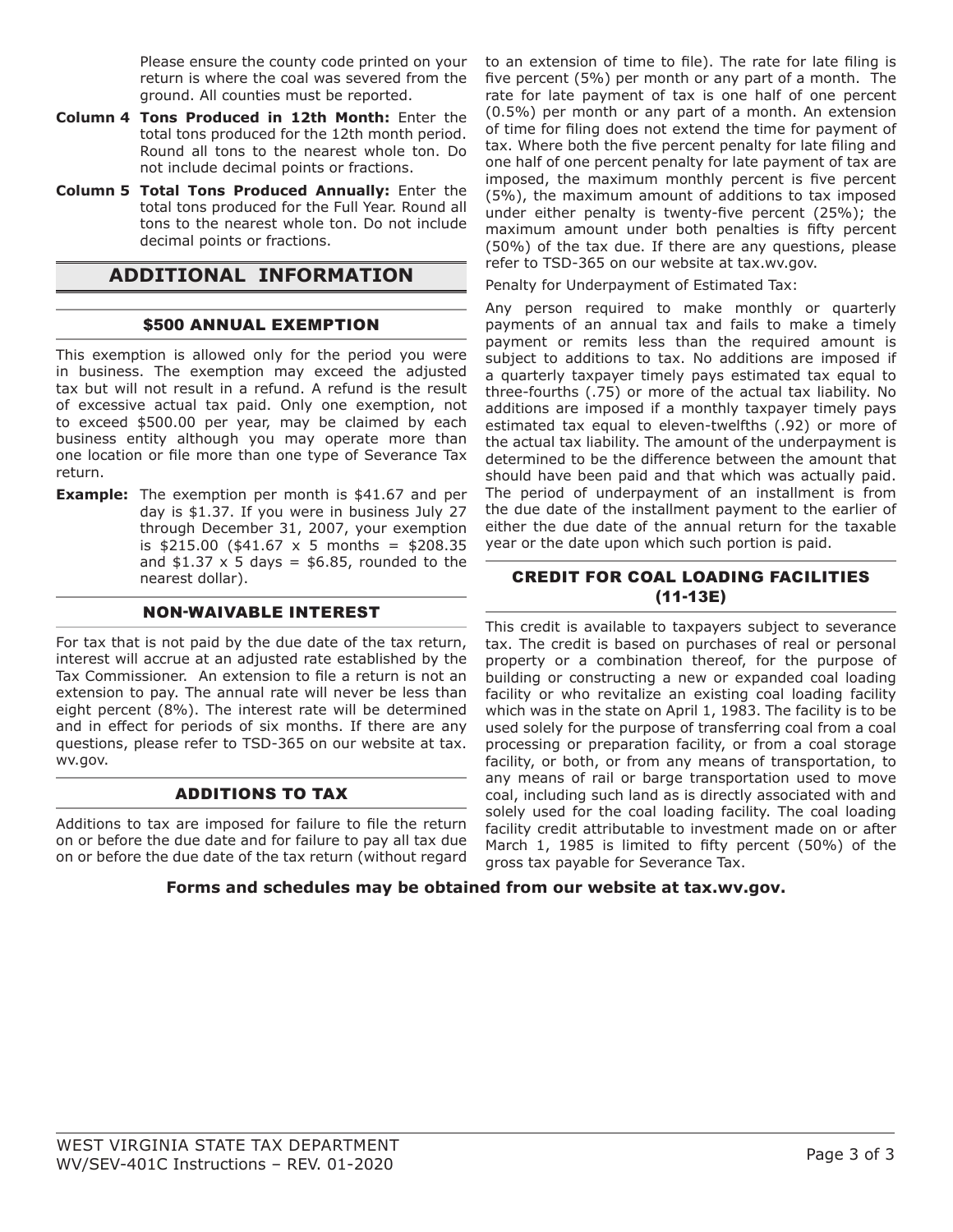Please ensure the county code printed on your return is where the coal was severed from the ground. All counties must be reported.

**Column 4 Tons Produced in 12th Month:** Enter the total tons produced for the 12th month period. Round all tons to the nearest whole ton. Do not include decimal points or fractions.

**Column 5 Total Tons Produced Annually:** Enter the total tons produced for the Full Year. Round all tons to the nearest whole ton. Do not include decimal points or fractions.

## ADDITIONAL INFORMATION

### $500 ANNUAL EXEMPTION

This exemption is allowed only for the period you were in business. The exemption may exceed the adjusted tax but will not result in a refund. A refund is the result of excessive actual tax paid. Only one exemption, not to exceed $500.00 per year, may be claimed by each business entity although you may operate more than one location or file more than one type of Severance Tax return.

**Example:** The exemption per month is $41.67 and per day is $1.37. If you were in business July 27 through December 31, 2007, your exemption is $215.00 ($41.67 x 5 months = $208.35 and $1.37 x 5 days = $6.85, rounded to the nearest dollar).

### NON-WAIVABLE INTEREST

For tax that is not paid by the due date of the tax return, interest will accrue at an adjusted rate established by the Tax Commissioner. An extension to file a return is not an extension to pay. The annual rate will never be less than eight percent (8%). The interest rate will be determined and in effect for periods of six months. If there are any questions, please refer to TSD-365 on our website at tax.wv.gov.

### ADDITIONS TO TAX

Additions to tax are imposed for failure to file the return on or before the due date and for failure to pay all tax due on or before the due date of the tax return (without regard to an extension of time to file). The rate for late filing is five percent (5%) per month or any part of a month. The rate for late payment of tax is one half of one percent (0.5%) per month or any part of a month. An extension of time for filing does not extend the time for payment of tax. Where both the five percent penalty for late filing and one half of one percent penalty for late payment of tax are imposed, the maximum monthly percent is five percent (5%), the maximum amount of additions to tax imposed under either penalty is twenty-five percent (25%); the maximum amount under both penalties is fifty percent (50%) of the tax due. If there are any questions, please refer to TSD-365 on our website at tax.wv.gov.

Penalty for Underpayment of Estimated Tax:

Any person required to make monthly or quarterly payments of an annual tax and fails to make a timely payment or remits less than the required amount is subject to additions to tax. No additions are imposed if a quarterly taxpayer timely pays estimated tax equal to three-fourths (.75) or more of the actual tax liability. No additions are imposed if a monthly taxpayer timely pays estimated tax equal to eleven-twelfths (.92) or more of the actual tax liability. The amount of the underpayment is determined to be the difference between the amount that should have been paid and that which was actually paid. The period of underpayment of an installment is from the due date of the installment payment to the earlier of either the due date of the annual return for the taxable year or the date upon which such portion is paid.

### CREDIT FOR COAL LOADING FACILITIES (11-13E)

This credit is available to taxpayers subject to severance tax. The credit is based on purchases of real or personal property or a combination thereof, for the purpose of building or constructing a new or expanded coal loading facility or who revitalize an existing coal loading facility which was in the state on April 1, 1983. The facility is to be used solely for the purpose of transferring coal from a coal processing or preparation facility, or from a coal storage facility, or both, or from any means of transportation, to any means of rail or barge transportation used to move coal, including such land as is directly associated with and solely used for the coal loading facility. The coal loading facility credit attributable to investment made on or after March 1, 1985 is limited to fifty percent (50%) of the gross tax payable for Severance Tax.

**Forms and schedules may be obtained from our website at tax.wv.gov.**

WEST VIRGINIA STATE TAX DEPARTMENT
WV/SEV-401C Instructions – REV. 01-2020